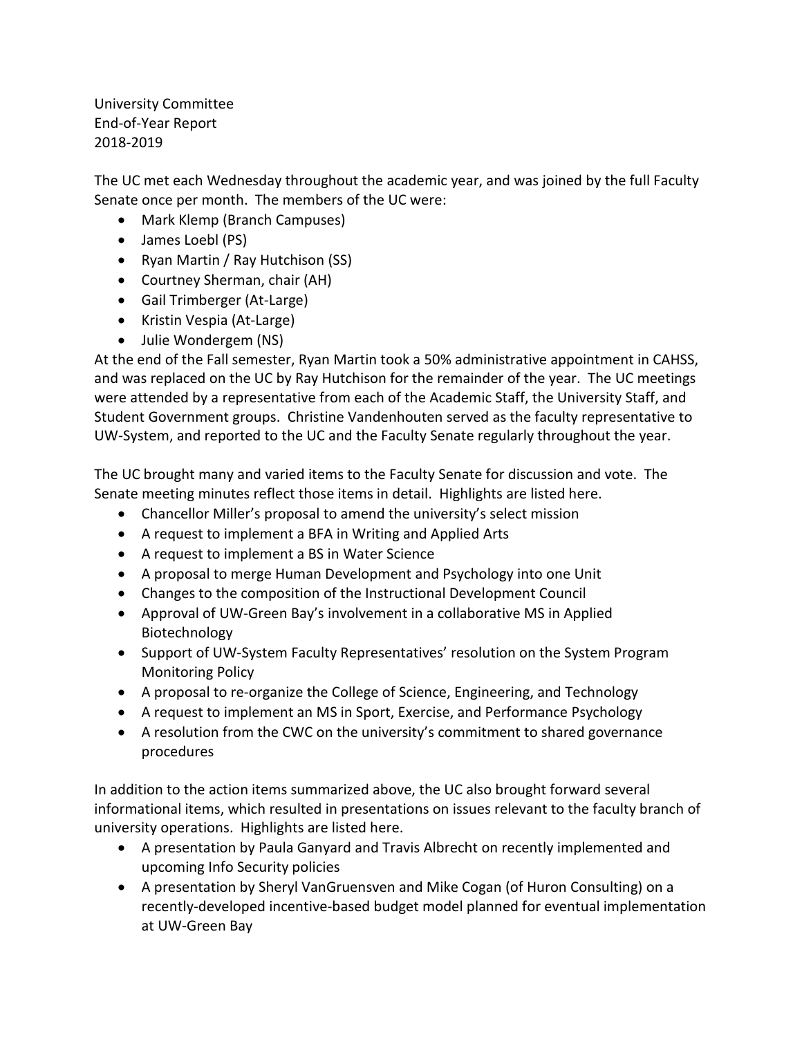University Committee
End-of-Year Report
2018-2019

The UC met each Wednesday throughout the academic year, and was joined by the full Faculty Senate once per month. The members of the UC were:

- Mark Klemp (Branch Campuses)
- James Loebl (PS)
- Ryan Martin / Ray Hutchison (SS)
- Courtney Sherman, chair (AH)
- Gail Trimberger (At-Large)
- Kristin Vespia (At-Large)
- Julie Wondergem (NS)

At the end of the Fall semester, Ryan Martin took a 50% administrative appointment in CAHSS, and was replaced on the UC by Ray Hutchison for the remainder of the year. The UC meetings were attended by a representative from each of the Academic Staff, the University Staff, and Student Government groups. Christine Vandenhouten served as the faculty representative to UW-System, and reported to the UC and the Faculty Senate regularly throughout the year.

The UC brought many and varied items to the Faculty Senate for discussion and vote. The Senate meeting minutes reflect those items in detail. Highlights are listed here.

- Chancellor Miller's proposal to amend the university's select mission
- A request to implement a BFA in Writing and Applied Arts
- A request to implement a BS in Water Science
- A proposal to merge Human Development and Psychology into one Unit
- Changes to the composition of the Instructional Development Council
- Approval of UW-Green Bay's involvement in a collaborative MS in Applied Biotechnology
- Support of UW-System Faculty Representatives' resolution on the System Program Monitoring Policy
- A proposal to re-organize the College of Science, Engineering, and Technology
- A request to implement an MS in Sport, Exercise, and Performance Psychology
- A resolution from the CWC on the university's commitment to shared governance procedures

In addition to the action items summarized above, the UC also brought forward several informational items, which resulted in presentations on issues relevant to the faculty branch of university operations. Highlights are listed here.

- A presentation by Paula Ganyard and Travis Albrecht on recently implemented and upcoming Info Security policies
- A presentation by Sheryl VanGruensven and Mike Cogan (of Huron Consulting) on a recently-developed incentive-based budget model planned for eventual implementation at UW-Green Bay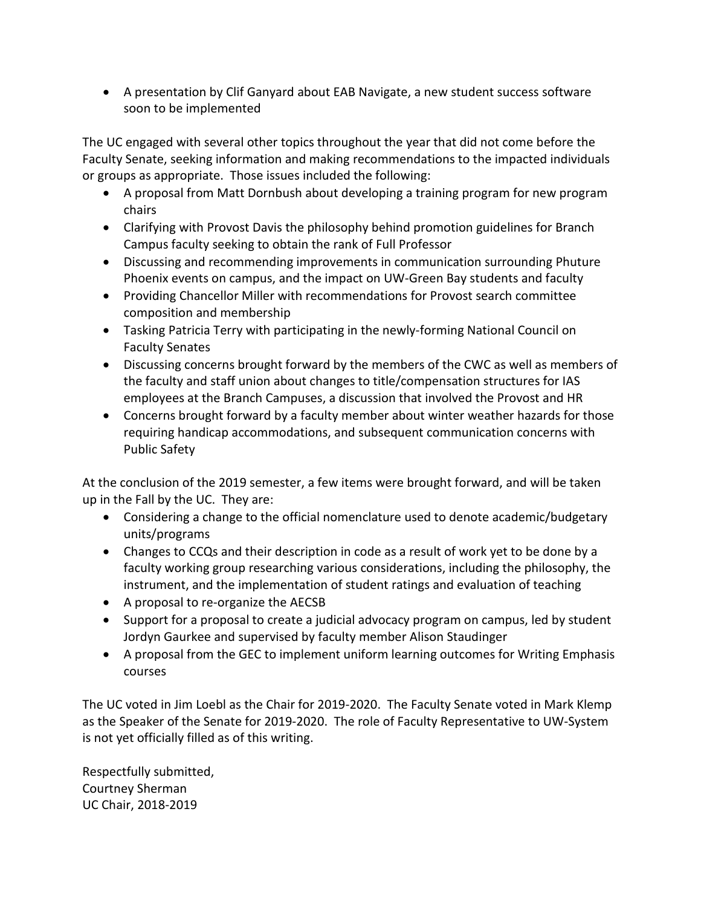- A presentation by Clif Ganyard about EAB Navigate, a new student success software soon to be implemented

The UC engaged with several other topics throughout the year that did not come before the Faculty Senate, seeking information and making recommendations to the impacted individuals or groups as appropriate. Those issues included the following:

- A proposal from Matt Dornbush about developing a training program for new program chairs
- Clarifying with Provost Davis the philosophy behind promotion guidelines for Branch Campus faculty seeking to obtain the rank of Full Professor
- Discussing and recommending improvements in communication surrounding Phuture Phoenix events on campus, and the impact on UW-Green Bay students and faculty
- Providing Chancellor Miller with recommendations for Provost search committee composition and membership
- Tasking Patricia Terry with participating in the newly-forming National Council on Faculty Senates
- Discussing concerns brought forward by the members of the CWC as well as members of the faculty and staff union about changes to title/compensation structures for IAS employees at the Branch Campuses, a discussion that involved the Provost and HR
- Concerns brought forward by a faculty member about winter weather hazards for those requiring handicap accommodations, and subsequent communication concerns with Public Safety

At the conclusion of the 2019 semester, a few items were brought forward, and will be taken up in the Fall by the UC. They are:

- Considering a change to the official nomenclature used to denote academic/budgetary units/programs
- Changes to CCQs and their description in code as a result of work yet to be done by a faculty working group researching various considerations, including the philosophy, the instrument, and the implementation of student ratings and evaluation of teaching
- A proposal to re-organize the AECSB
- Support for a proposal to create a judicial advocacy program on campus, led by student Jordyn Gaurkee and supervised by faculty member Alison Staudinger
- A proposal from the GEC to implement uniform learning outcomes for Writing Emphasis courses

The UC voted in Jim Loebl as the Chair for 2019-2020. The Faculty Senate voted in Mark Klemp as the Speaker of the Senate for 2019-2020. The role of Faculty Representative to UW-System is not yet officially filled as of this writing.

Respectfully submitted,
Courtney Sherman
UC Chair, 2018-2019